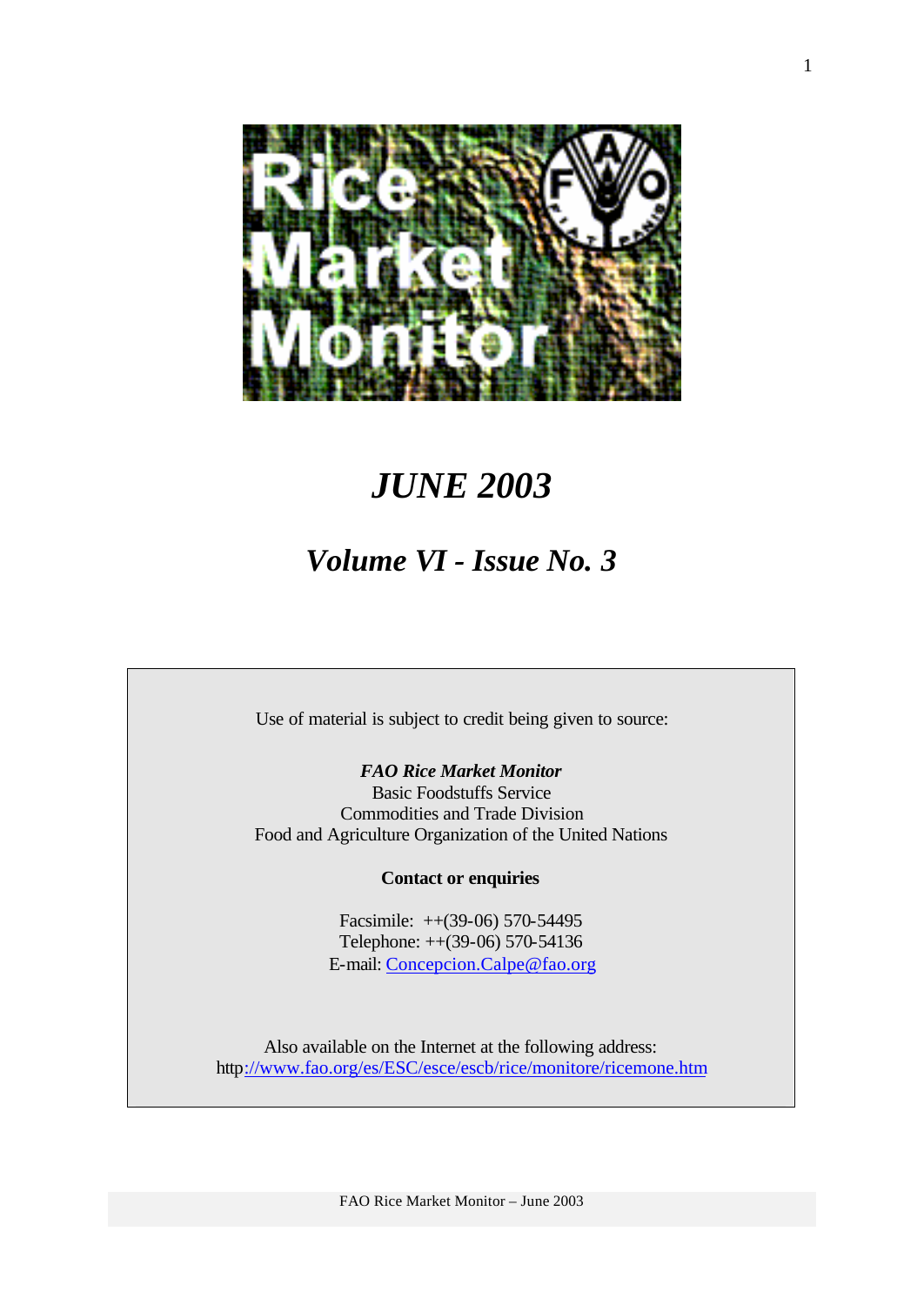# Rice Market Monitor

# *JUNE 2003*

## *Volume VI - Issue No. 3*

Use of material is subject to credit being given to source:

***FAO Rice Market Monitor***
Basic Foodstuffs Service
Commodities and Trade Division
Food and Agriculture Organization of the United Nations

**Contact or enquiries**

Facsimile: ++(39-06) 570-54495
Telephone: ++(39-06) 570-54136
E-mail: Concepcion.Calpe@fao.org

Also available on the Internet at the following address:
http://www.fao.org/es/ESC/esce/escb/rice/monitore/ricemone.htm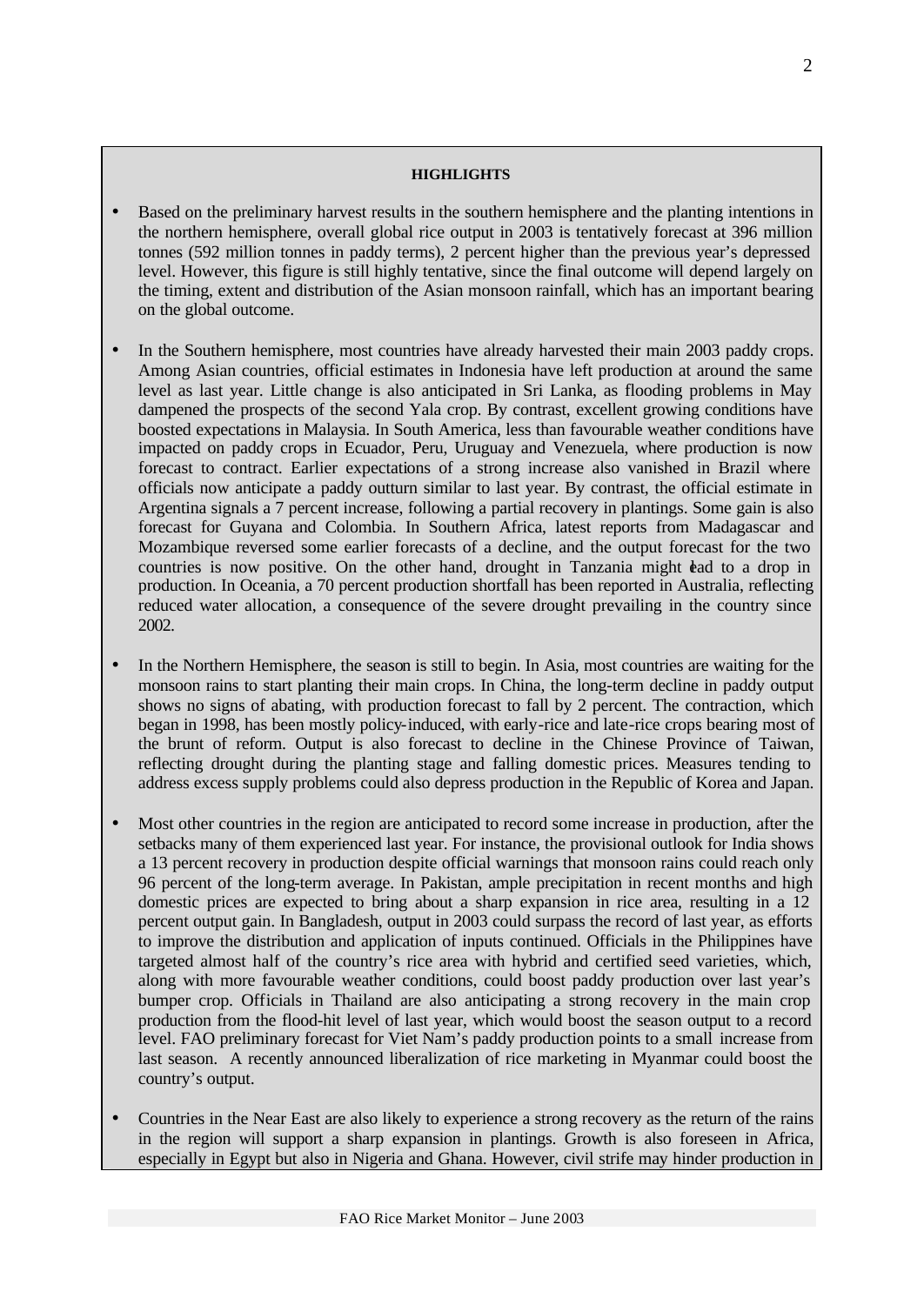**HIGHLIGHTS**

- Based on the preliminary harvest results in the southern hemisphere and the planting intentions in the northern hemisphere, overall global rice output in 2003 is tentatively forecast at 396 million tonnes (592 million tonnes in paddy terms), 2 percent higher than the previous year's depressed level. However, this figure is still highly tentative, since the final outcome will depend largely on the timing, extent and distribution of the Asian monsoon rainfall, which has an important bearing on the global outcome.

- In the Southern hemisphere, most countries have already harvested their main 2003 paddy crops. Among Asian countries, official estimates in Indonesia have left production at around the same level as last year. Little change is also anticipated in Sri Lanka, as flooding problems in May dampened the prospects of the second Yala crop. By contrast, excellent growing conditions have boosted expectations in Malaysia. In South America, less than favourable weather conditions have impacted on paddy crops in Ecuador, Peru, Uruguay and Venezuela, where production is now forecast to contract. Earlier expectations of a strong increase also vanished in Brazil where officials now anticipate a paddy outturn similar to last year. By contrast, the official estimate in Argentina signals a 7 percent increase, following a partial recovery in plantings. Some gain is also forecast for Guyana and Colombia. In Southern Africa, latest reports from Madagascar and Mozambique reversed some earlier forecasts of a decline, and the output forecast for the two countries is now positive. On the other hand, drought in Tanzania might lead to a drop in production. In Oceania, a 70 percent production shortfall has been reported in Australia, reflecting reduced water allocation, a consequence of the severe drought prevailing in the country since 2002.

- In the Northern Hemisphere, the season is still to begin. In Asia, most countries are waiting for the monsoon rains to start planting their main crops. In China, the long-term decline in paddy output shows no signs of abating, with production forecast to fall by 2 percent. The contraction, which began in 1998, has been mostly policy-induced, with early-rice and late-rice crops bearing most of the brunt of reform. Output is also forecast to decline in the Chinese Province of Taiwan, reflecting drought during the planting stage and falling domestic prices. Measures tending to address excess supply problems could also depress production in the Republic of Korea and Japan.

- Most other countries in the region are anticipated to record some increase in production, after the setbacks many of them experienced last year. For instance, the provisional outlook for India shows a 13 percent recovery in production despite official warnings that monsoon rains could reach only 96 percent of the long-term average. In Pakistan, ample precipitation in recent months and high domestic prices are expected to bring about a sharp expansion in rice area, resulting in a 12 percent output gain. In Bangladesh, output in 2003 could surpass the record of last year, as efforts to improve the distribution and application of inputs continued. Officials in the Philippines have targeted almost half of the country's rice area with hybrid and certified seed varieties, which, along with more favourable weather conditions, could boost paddy production over last year's bumper crop. Officials in Thailand are also anticipating a strong recovery in the main crop production from the flood-hit level of last year, which would boost the season output to a record level. FAO preliminary forecast for Viet Nam's paddy production points to a small increase from last season. A recently announced liberalization of rice marketing in Myanmar could boost the country's output.

- Countries in the Near East are also likely to experience a strong recovery as the return of the rains in the region will support a sharp expansion in plantings. Growth is also foreseen in Africa, especially in Egypt but also in Nigeria and Ghana. However, civil strife may hinder production in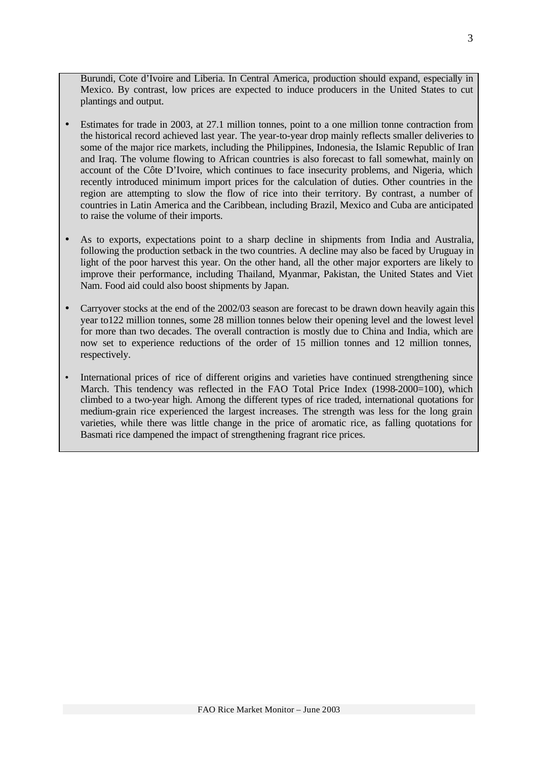Burundi, Cote d'Ivoire and Liberia. In Central America, production should expand, especially in Mexico. By contrast, low prices are expected to induce producers in the United States to cut plantings and output.

- Estimates for trade in 2003, at 27.1 million tonnes, point to a one million tonne contraction from the historical record achieved last year. The year-to-year drop mainly reflects smaller deliveries to some of the major rice markets, including the Philippines, Indonesia, the Islamic Republic of Iran and Iraq. The volume flowing to African countries is also forecast to fall somewhat, mainly on account of the Côte D'Ivoire, which continues to face insecurity problems, and Nigeria, which recently introduced minimum import prices for the calculation of duties. Other countries in the region are attempting to slow the flow of rice into their territory. By contrast, a number of countries in Latin America and the Caribbean, including Brazil, Mexico and Cuba are anticipated to raise the volume of their imports.

- As to exports, expectations point to a sharp decline in shipments from India and Australia, following the production setback in the two countries. A decline may also be faced by Uruguay in light of the poor harvest this year. On the other hand, all the other major exporters are likely to improve their performance, including Thailand, Myanmar, Pakistan, the United States and Viet Nam. Food aid could also boost shipments by Japan.

- Carryover stocks at the end of the 2002/03 season are forecast to be drawn down heavily again this year to122 million tonnes, some 28 million tonnes below their opening level and the lowest level for more than two decades. The overall contraction is mostly due to China and India, which are now set to experience reductions of the order of 15 million tonnes and 12 million tonnes, respectively.

- International prices of rice of different origins and varieties have continued strengthening since March. This tendency was reflected in the FAO Total Price Index (1998-2000=100), which climbed to a two-year high. Among the different types of rice traded, international quotations for medium-grain rice experienced the largest increases. The strength was less for the long grain varieties, while there was little change in the price of aromatic rice, as falling quotations for Basmati rice dampened the impact of strengthening fragrant rice prices.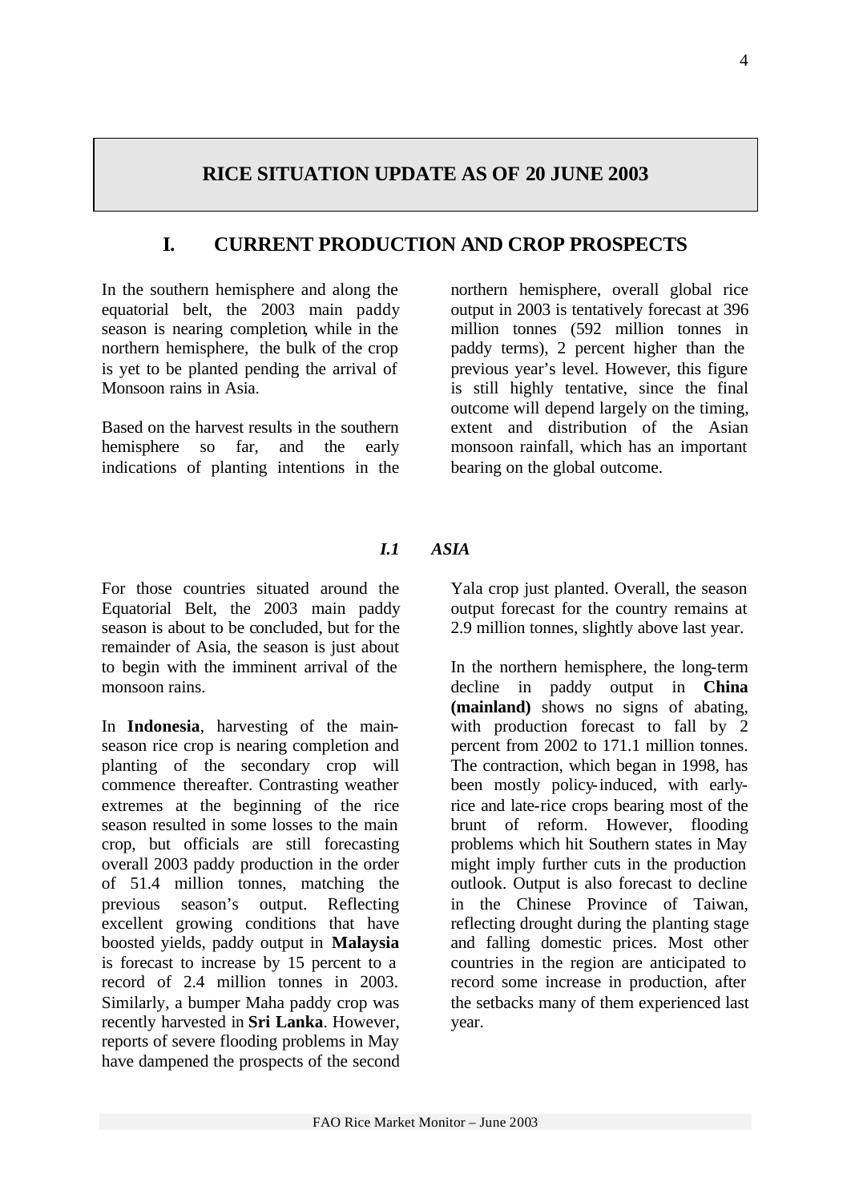# RICE SITUATION UPDATE AS OF 20 JUNE 2003

## I. CURRENT PRODUCTION AND CROP PROSPECTS

In the southern hemisphere and along the equatorial belt, the 2003 main paddy season is nearing completion, while in the northern hemisphere, the bulk of the crop is yet to be planted pending the arrival of Monsoon rains in Asia.

Based on the harvest results in the southern hemisphere so far, and the early indications of planting intentions in the northern hemisphere, overall global rice output in 2003 is tentatively forecast at 396 million tonnes (592 million tonnes in paddy terms), 2 percent higher than the previous year's level. However, this figure is still highly tentative, since the final outcome will depend largely on the timing, extent and distribution of the Asian monsoon rainfall, which has an important bearing on the global outcome.

### *I.1 ASIA*

For those countries situated around the Equatorial Belt, the 2003 main paddy season is about to be concluded, but for the remainder of Asia, the season is just about to begin with the imminent arrival of the monsoon rains.

In **Indonesia**, harvesting of the main-season rice crop is nearing completion and planting of the secondary crop will commence thereafter. Contrasting weather extremes at the beginning of the rice season resulted in some losses to the main crop, but officials are still forecasting overall 2003 paddy production in the order of 51.4 million tonnes, matching the previous season's output. Reflecting excellent growing conditions that have boosted yields, paddy output in **Malaysia** is forecast to increase by 15 percent to a record of 2.4 million tonnes in 2003. Similarly, a bumper Maha paddy crop was recently harvested in **Sri Lanka**. However, reports of severe flooding problems in May have dampened the prospects of the second Yala crop just planted. Overall, the season output forecast for the country remains at 2.9 million tonnes, slightly above last year.

In the northern hemisphere, the long-term decline in paddy output in **China (mainland)** shows no signs of abating, with production forecast to fall by 2 percent from 2002 to 171.1 million tonnes. The contraction, which began in 1998, has been mostly policy-induced, with early-rice and late-rice crops bearing most of the brunt of reform. However, flooding problems which hit Southern states in May might imply further cuts in the production outlook. Output is also forecast to decline in the Chinese Province of Taiwan, reflecting drought during the planting stage and falling domestic prices. Most other countries in the region are anticipated to record some increase in production, after the setbacks many of them experienced last year.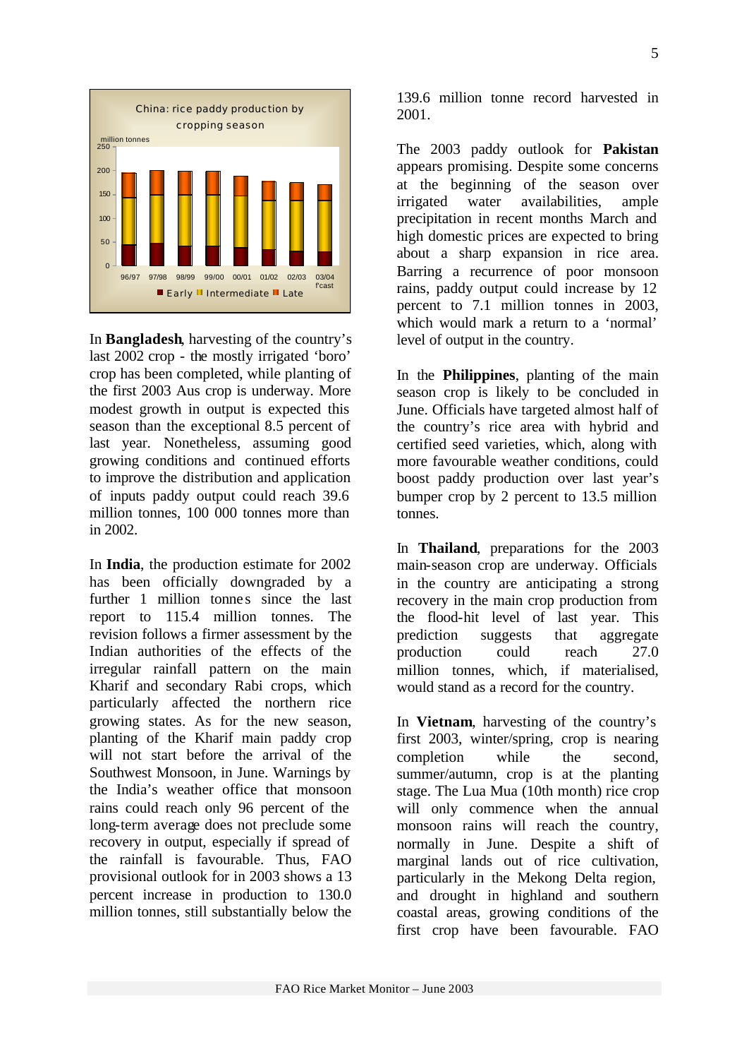China: rice paddy production by cropping season

million tonnes

| | 96/97 | 97/98 | 98/99 | 99/00 | 00/01 | 01/02 | 02/03 | 03/04 f'cast |
|---|---|---|---|---|---|---|---|---|

Early · Intermediate · Late

In **Bangladesh**, harvesting of the country's last 2002 crop - the mostly irrigated 'boro' crop has been completed, while planting of the first 2003 Aus crop is underway. More modest growth in output is expected this season than the exceptional 8.5 percent of last year. Nonetheless, assuming good growing conditions and continued efforts to improve the distribution and application of inputs paddy output could reach 39.6 million tonnes, 100 000 tonnes more than in 2002.

In **India**, the production estimate for 2002 has been officially downgraded by a further 1 million tonnes since the last report to 115.4 million tonnes. The revision follows a firmer assessment by the Indian authorities of the effects of the irregular rainfall pattern on the main Kharif and secondary Rabi crops, which particularly affected the northern rice growing states. As for the new season, planting of the Kharif main paddy crop will not start before the arrival of the Southwest Monsoon, in June. Warnings by the India's weather office that monsoon rains could reach only 96 percent of the long-term average does not preclude some recovery in output, especially if spread of the rainfall is favourable. Thus, FAO provisional outlook for in 2003 shows a 13 percent increase in production to 130.0 million tonnes, still substantially below the 139.6 million tonne record harvested in 2001.

The 2003 paddy outlook for **Pakistan** appears promising. Despite some concerns at the beginning of the season over irrigated water availabilities, ample precipitation in recent months March and high domestic prices are expected to bring about a sharp expansion in rice area. Barring a recurrence of poor monsoon rains, paddy output could increase by 12 percent to 7.1 million tonnes in 2003, which would mark a return to a 'normal' level of output in the country.

In the **Philippines**, planting of the main season crop is likely to be concluded in June. Officials have targeted almost half of the country's rice area with hybrid and certified seed varieties, which, along with more favourable weather conditions, could boost paddy production over last year's bumper crop by 2 percent to 13.5 million tonnes.

In **Thailand**, preparations for the 2003 main-season crop are underway. Officials in the country are anticipating a strong recovery in the main crop production from the flood-hit level of last year. This prediction suggests that aggregate production could reach 27.0 million tonnes, which, if materialised, would stand as a record for the country.

In **Vietnam**, harvesting of the country's first 2003, winter/spring, crop is nearing completion while the second, summer/autumn, crop is at the planting stage. The Lua Mua (10th month) rice crop will only commence when the annual monsoon rains will reach the country, normally in June. Despite a shift of marginal lands out of rice cultivation, particularly in the Mekong Delta region, and drought in highland and southern coastal areas, growing conditions of the first crop have been favourable. FAO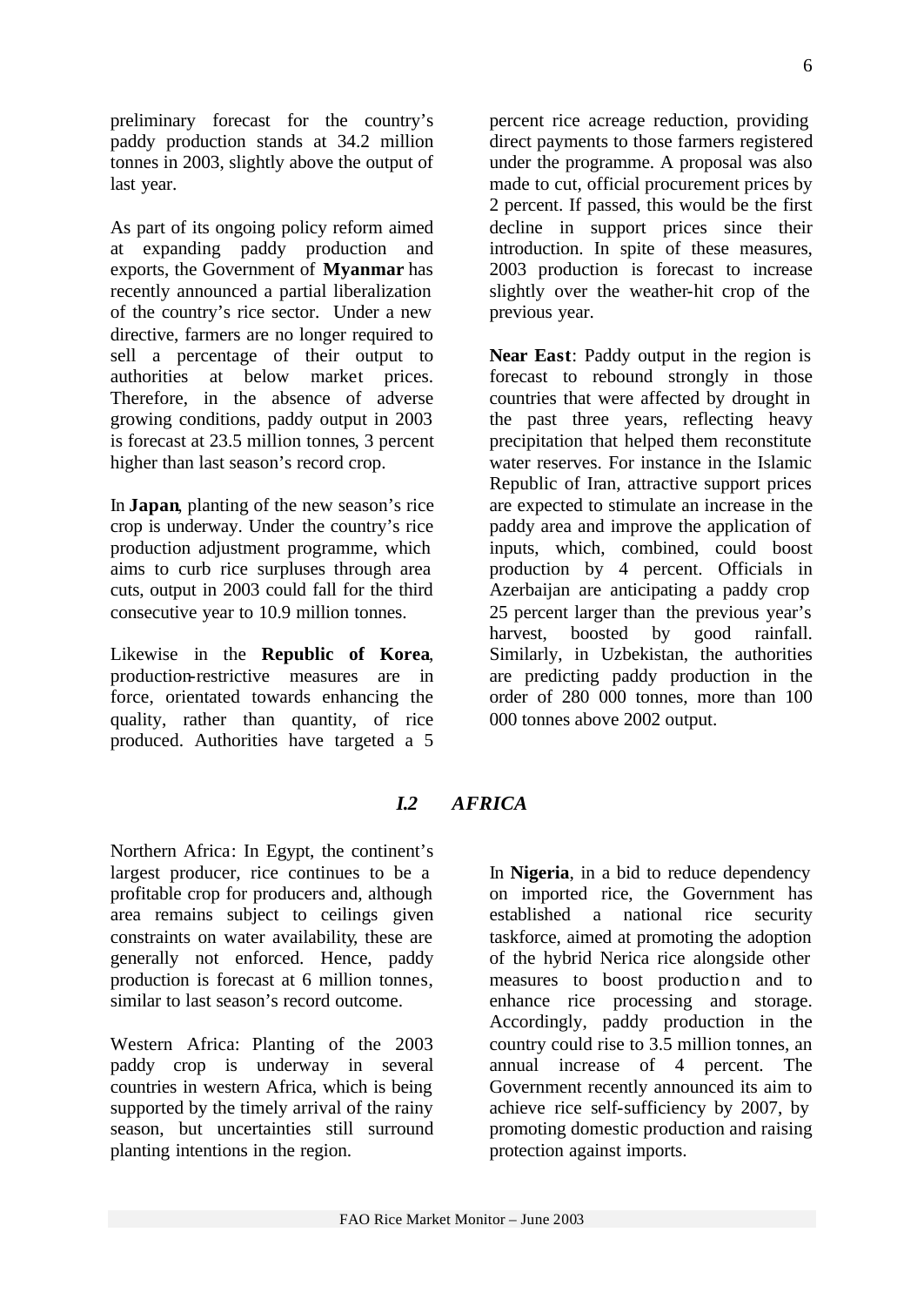preliminary forecast for the country's paddy production stands at 34.2 million tonnes in 2003, slightly above the output of last year.

As part of its ongoing policy reform aimed at expanding paddy production and exports, the Government of **Myanmar** has recently announced a partial liberalization of the country's rice sector. Under a new directive, farmers are no longer required to sell a percentage of their output to authorities at below market prices. Therefore, in the absence of adverse growing conditions, paddy output in 2003 is forecast at 23.5 million tonnes, 3 percent higher than last season's record crop.

In **Japan**, planting of the new season's rice crop is underway. Under the country's rice production adjustment programme, which aims to curb rice surpluses through area cuts, output in 2003 could fall for the third consecutive year to 10.9 million tonnes.

Likewise in the **Republic of Korea**, production-restrictive measures are in force, orientated towards enhancing the quality, rather than quantity, of rice produced. Authorities have targeted a 5 percent rice acreage reduction, providing direct payments to those farmers registered under the programme. A proposal was also made to cut, official procurement prices by 2 percent. If passed, this would be the first decline in support prices since their introduction. In spite of these measures, 2003 production is forecast to increase slightly over the weather-hit crop of the previous year.

**Near East**: Paddy output in the region is forecast to rebound strongly in those countries that were affected by drought in the past three years, reflecting heavy precipitation that helped them reconstitute water reserves. For instance in the Islamic Republic of Iran, attractive support prices are expected to stimulate an increase in the paddy area and improve the application of inputs, which, combined, could boost production by 4 percent. Officials in Azerbaijan are anticipating a paddy crop 25 percent larger than the previous year's harvest, boosted by good rainfall. Similarly, in Uzbekistan, the authorities are predicting paddy production in the order of 280 000 tonnes, more than 100 000 tonnes above 2002 output.

## *I.2 AFRICA*

Northern Africa: In Egypt, the continent's largest producer, rice continues to be a profitable crop for producers and, although area remains subject to ceilings given constraints on water availability, these are generally not enforced. Hence, paddy production is forecast at 6 million tonnes, similar to last season's record outcome.

Western Africa: Planting of the 2003 paddy crop is underway in several countries in western Africa, which is being supported by the timely arrival of the rainy season, but uncertainties still surround planting intentions in the region.

In **Nigeria**, in a bid to reduce dependency on imported rice, the Government has established a national rice security taskforce, aimed at promoting the adoption of the hybrid Nerica rice alongside other measures to boost production and to enhance rice processing and storage. Accordingly, paddy production in the country could rise to 3.5 million tonnes, an annual increase of 4 percent. The Government recently announced its aim to achieve rice self-sufficiency by 2007, by promoting domestic production and raising protection against imports.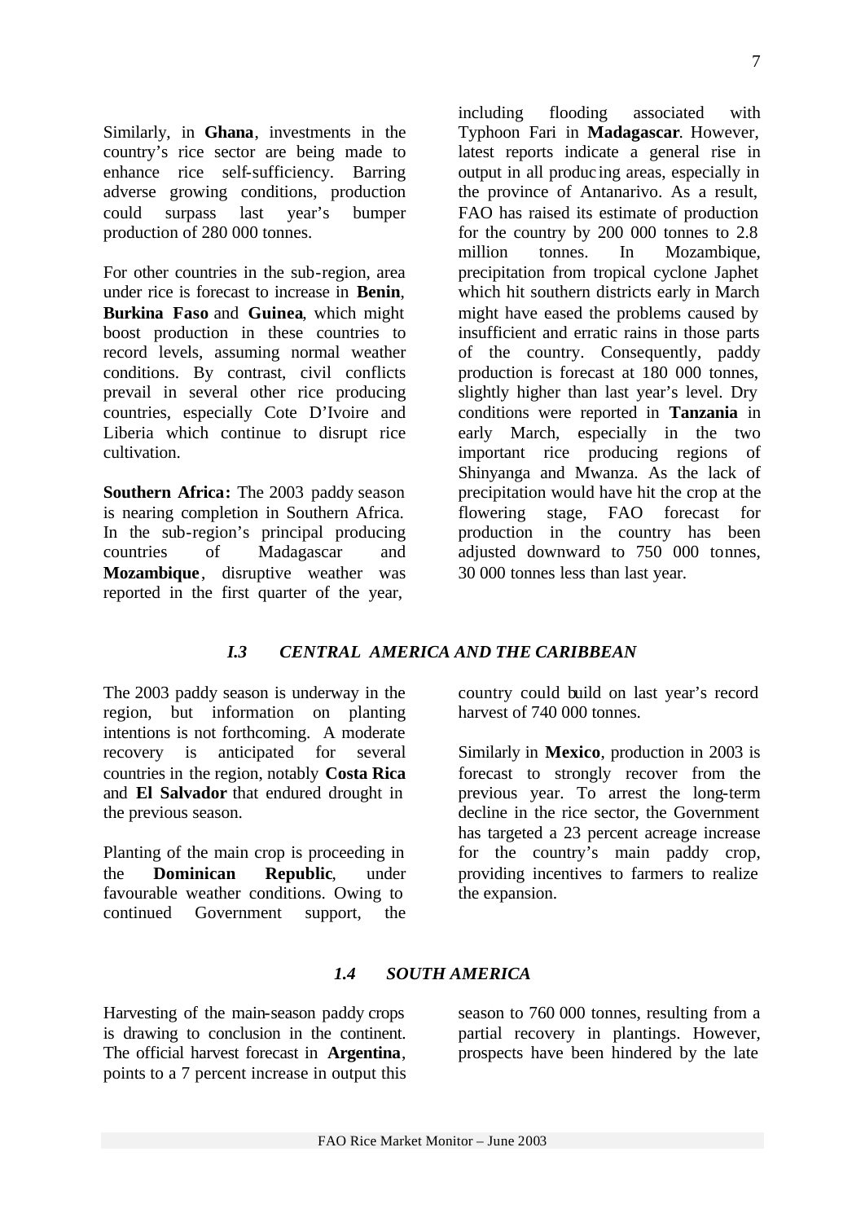Similarly, in **Ghana**, investments in the country's rice sector are being made to enhance rice self-sufficiency. Barring adverse growing conditions, production could surpass last year's bumper production of 280 000 tonnes.

For other countries in the sub-region, area under rice is forecast to increase in **Benin**, **Burkina Faso** and **Guinea**, which might boost production in these countries to record levels, assuming normal weather conditions. By contrast, civil conflicts prevail in several other rice producing countries, especially Cote D'Ivoire and Liberia which continue to disrupt rice cultivation.

**Southern Africa:** The 2003 paddy season is nearing completion in Southern Africa. In the sub-region's principal producing countries of Madagascar and **Mozambique**, disruptive weather was reported in the first quarter of the year, including flooding associated with Typhoon Fari in **Madagascar**. However, latest reports indicate a general rise in output in all producing areas, especially in the province of Antanarivo. As a result, FAO has raised its estimate of production for the country by 200 000 tonnes to 2.8 million tonnes. In Mozambique, precipitation from tropical cyclone Japhet which hit southern districts early in March might have eased the problems caused by insufficient and erratic rains in those parts of the country. Consequently, paddy production is forecast at 180 000 tonnes, slightly higher than last year's level. Dry conditions were reported in **Tanzania** in early March, especially in the two important rice producing regions of Shinyanga and Mwanza. As the lack of precipitation would have hit the crop at the flowering stage, FAO forecast for production in the country has been adjusted downward to 750 000 tonnes, 30 000 tonnes less than last year.

### *I.3 CENTRAL AMERICA AND THE CARIBBEAN*

The 2003 paddy season is underway in the region, but information on planting intentions is not forthcoming. A moderate recovery is anticipated for several countries in the region, notably **Costa Rica** and **El Salvador** that endured drought in the previous season.

Planting of the main crop is proceeding in the **Dominican Republic**, under favourable weather conditions. Owing to continued Government support, the country could build on last year's record harvest of 740 000 tonnes.

Similarly in **Mexico**, production in 2003 is forecast to strongly recover from the previous year. To arrest the long-term decline in the rice sector, the Government has targeted a 23 percent acreage increase for the country's main paddy crop, providing incentives to farmers to realize the expansion.

### *1.4 SOUTH AMERICA*

Harvesting of the main-season paddy crops is drawing to conclusion in the continent. The official harvest forecast in **Argentina**, points to a 7 percent increase in output this season to 760 000 tonnes, resulting from a partial recovery in plantings. However, prospects have been hindered by the late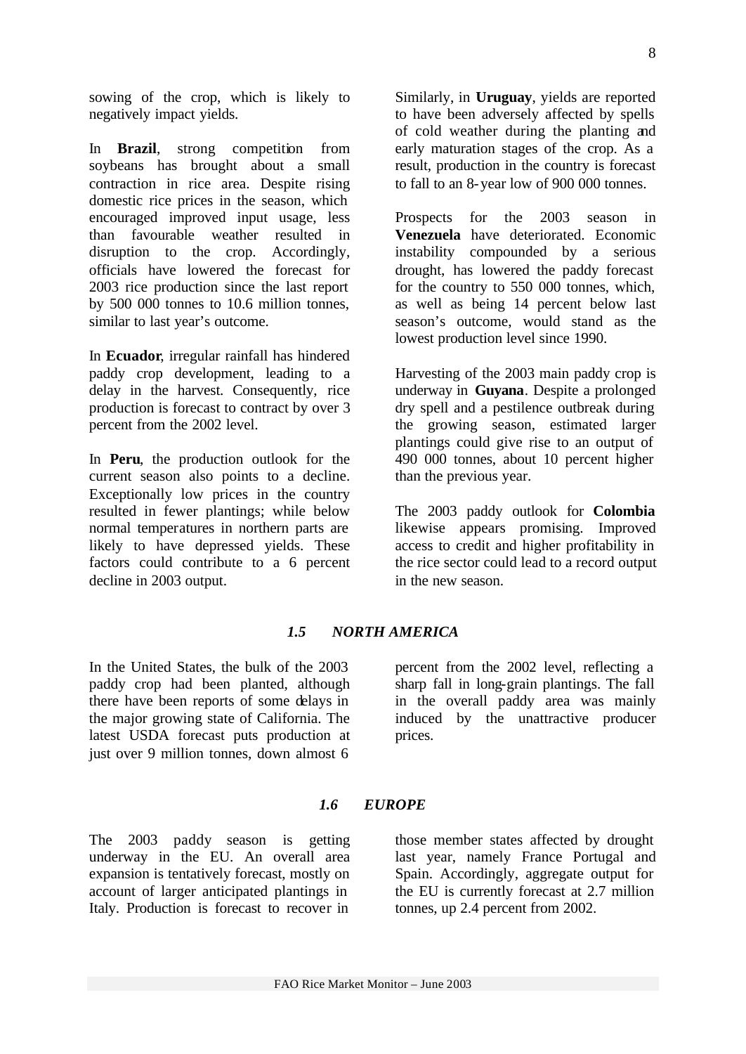sowing of the crop, which is likely to negatively impact yields.

In **Brazil**, strong competition from soybeans has brought about a small contraction in rice area. Despite rising domestic rice prices in the season, which encouraged improved input usage, less than favourable weather resulted in disruption to the crop. Accordingly, officials have lowered the forecast for 2003 rice production since the last report by 500 000 tonnes to 10.6 million tonnes, similar to last year's outcome.

In **Ecuador**, irregular rainfall has hindered paddy crop development, leading to a delay in the harvest. Consequently, rice production is forecast to contract by over 3 percent from the 2002 level.

In **Peru**, the production outlook for the current season also points to a decline. Exceptionally low prices in the country resulted in fewer plantings; while below normal temperatures in northern parts are likely to have depressed yields. These factors could contribute to a 6 percent decline in 2003 output.

Similarly, in **Uruguay**, yields are reported to have been adversely affected by spells of cold weather during the planting and early maturation stages of the crop. As a result, production in the country is forecast to fall to an 8-year low of 900 000 tonnes.

Prospects for the 2003 season in **Venezuela** have deteriorated. Economic instability compounded by a serious drought, has lowered the paddy forecast for the country to 550 000 tonnes, which, as well as being 14 percent below last season's outcome, would stand as the lowest production level since 1990.

Harvesting of the 2003 main paddy crop is underway in **Guyana**. Despite a prolonged dry spell and a pestilence outbreak during the growing season, estimated larger plantings could give rise to an output of 490 000 tonnes, about 10 percent higher than the previous year.

The 2003 paddy outlook for **Colombia** likewise appears promising. Improved access to credit and higher profitability in the rice sector could lead to a record output in the new season.

### *1.5 NORTH AMERICA*

In the United States, the bulk of the 2003 paddy crop had been planted, although there have been reports of some delays in the major growing state of California. The latest USDA forecast puts production at just over 9 million tonnes, down almost 6 percent from the 2002 level, reflecting a sharp fall in long-grain plantings. The fall in the overall paddy area was mainly induced by the unattractive producer prices.

### *1.6 EUROPE*

The 2003 paddy season is getting underway in the EU. An overall area expansion is tentatively forecast, mostly on account of larger anticipated plantings in Italy. Production is forecast to recover in those member states affected by drought last year, namely France Portugal and Spain. Accordingly, aggregate output for the EU is currently forecast at 2.7 million tonnes, up 2.4 percent from 2002.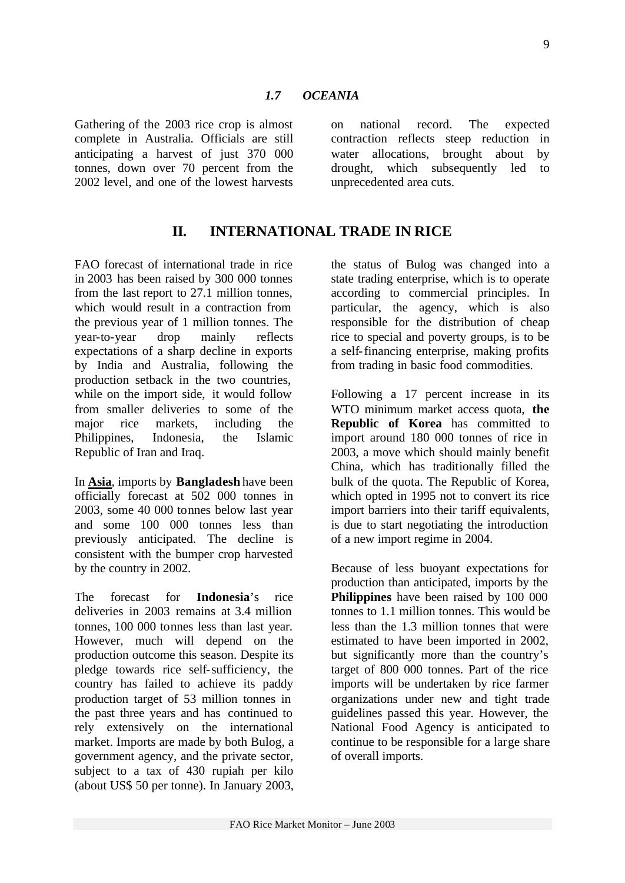### *1.7 OCEANIA*

Gathering of the 2003 rice crop is almost complete in Australia. Officials are still anticipating a harvest of just 370 000 tonnes, down over 70 percent from the 2002 level, and one of the lowest harvests on national record. The expected contraction reflects steep reduction in water allocations, brought about by drought, which subsequently led to unprecedented area cuts.

## II. INTERNATIONAL TRADE IN RICE

FAO forecast of international trade in rice in 2003 has been raised by 300 000 tonnes from the last report to 27.1 million tonnes, which would result in a contraction from the previous year of 1 million tonnes. The year-to-year drop mainly reflects expectations of a sharp decline in exports by India and Australia, following the production setback in the two countries, while on the import side, it would follow from smaller deliveries to some of the major rice markets, including the Philippines, Indonesia, the Islamic Republic of Iran and Iraq.

In **Asia**, imports by **Bangladesh** have been officially forecast at 502 000 tonnes in 2003, some 40 000 tonnes below last year and some 100 000 tonnes less than previously anticipated. The decline is consistent with the bumper crop harvested by the country in 2002.

The forecast for **Indonesia**'s rice deliveries in 2003 remains at 3.4 million tonnes, 100 000 tonnes less than last year. However, much will depend on the production outcome this season. Despite its pledge towards rice self-sufficiency, the country has failed to achieve its paddy production target of 53 million tonnes in the past three years and has continued to rely extensively on the international market. Imports are made by both Bulog, a government agency, and the private sector, subject to a tax of 430 rupiah per kilo (about US$ 50 per tonne). In January 2003, the status of Bulog was changed into a state trading enterprise, which is to operate according to commercial principles. In particular, the agency, which is also responsible for the distribution of cheap rice to special and poverty groups, is to be a self-financing enterprise, making profits from trading in basic food commodities.

Following a 17 percent increase in its WTO minimum market access quota, **the Republic of Korea** has committed to import around 180 000 tonnes of rice in 2003, a move which should mainly benefit China, which has traditionally filled the bulk of the quota. The Republic of Korea, which opted in 1995 not to convert its rice import barriers into their tariff equivalents, is due to start negotiating the introduction of a new import regime in 2004.

Because of less buoyant expectations for production than anticipated, imports by the **Philippines** have been raised by 100 000 tonnes to 1.1 million tonnes. This would be less than the 1.3 million tonnes that were estimated to have been imported in 2002, but significantly more than the country's target of 800 000 tonnes. Part of the rice imports will be undertaken by rice farmer organizations under new and tight trade guidelines passed this year. However, the National Food Agency is anticipated to continue to be responsible for a large share of overall imports.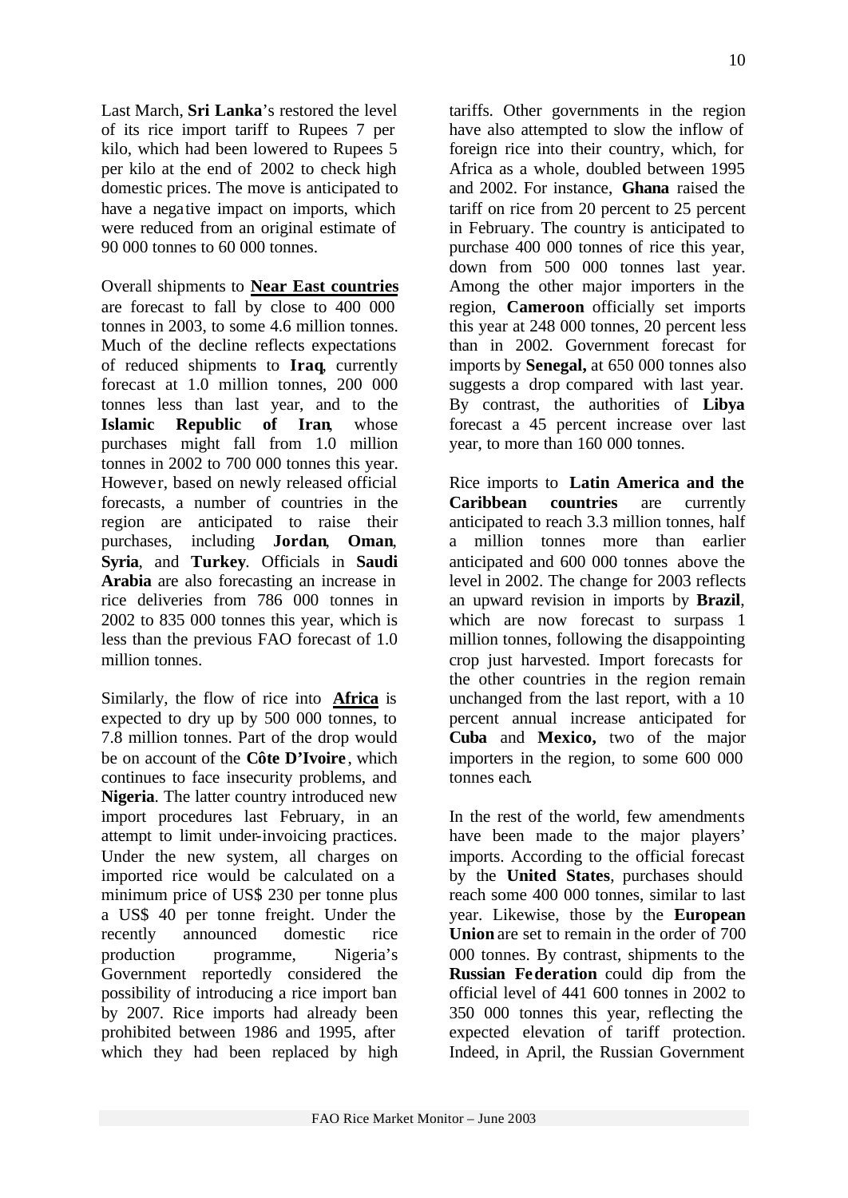Last March, **Sri Lanka**'s restored the level of its rice import tariff to Rupees 7 per kilo, which had been lowered to Rupees 5 per kilo at the end of 2002 to check high domestic prices. The move is anticipated to have a negative impact on imports, which were reduced from an original estimate of 90 000 tonnes to 60 000 tonnes.

Overall shipments to **Near East countries** are forecast to fall by close to 400 000 tonnes in 2003, to some 4.6 million tonnes. Much of the decline reflects expectations of reduced shipments to **Iraq**, currently forecast at 1.0 million tonnes, 200 000 tonnes less than last year, and to the **Islamic Republic of Iran**, whose purchases might fall from 1.0 million tonnes in 2002 to 700 000 tonnes this year. However, based on newly released official forecasts, a number of countries in the region are anticipated to raise their purchases, including **Jordan**, **Oman**, **Syria**, and **Turkey**. Officials in **Saudi Arabia** are also forecasting an increase in rice deliveries from 786 000 tonnes in 2002 to 835 000 tonnes this year, which is less than the previous FAO forecast of 1.0 million tonnes.

Similarly, the flow of rice into **Africa** is expected to dry up by 500 000 tonnes, to 7.8 million tonnes. Part of the drop would be on account of the **Côte D'Ivoire**, which continues to face insecurity problems, and **Nigeria**. The latter country introduced new import procedures last February, in an attempt to limit under-invoicing practices. Under the new system, all charges on imported rice would be calculated on a minimum price of US$ 230 per tonne plus a US$ 40 per tonne freight. Under the recently announced domestic rice production programme, Nigeria's Government reportedly considered the possibility of introducing a rice import ban by 2007. Rice imports had already been prohibited between 1986 and 1995, after which they had been replaced by high tariffs. Other governments in the region have also attempted to slow the inflow of foreign rice into their country, which, for Africa as a whole, doubled between 1995 and 2002. For instance, **Ghana** raised the tariff on rice from 20 percent to 25 percent in February. The country is anticipated to purchase 400 000 tonnes of rice this year, down from 500 000 tonnes last year. Among the other major importers in the region, **Cameroon** officially set imports this year at 248 000 tonnes, 20 percent less than in 2002. Government forecast for imports by **Senegal,** at 650 000 tonnes also suggests a drop compared with last year. By contrast, the authorities of **Libya** forecast a 45 percent increase over last year, to more than 160 000 tonnes.

Rice imports to **Latin America and the Caribbean countries** are currently anticipated to reach 3.3 million tonnes, half a million tonnes more than earlier anticipated and 600 000 tonnes above the level in 2002. The change for 2003 reflects an upward revision in imports by **Brazil**, which are now forecast to surpass 1 million tonnes, following the disappointing crop just harvested. Import forecasts for the other countries in the region remain unchanged from the last report, with a 10 percent annual increase anticipated for **Cuba** and **Mexico,** two of the major importers in the region, to some 600 000 tonnes each.

In the rest of the world, few amendments have been made to the major players' imports. According to the official forecast by the **United States**, purchases should reach some 400 000 tonnes, similar to last year. Likewise, those by the **European Union** are set to remain in the order of 700 000 tonnes. By contrast, shipments to the **Russian Federation** could dip from the official level of 441 600 tonnes in 2002 to 350 000 tonnes this year, reflecting the expected elevation of tariff protection. Indeed, in April, the Russian Government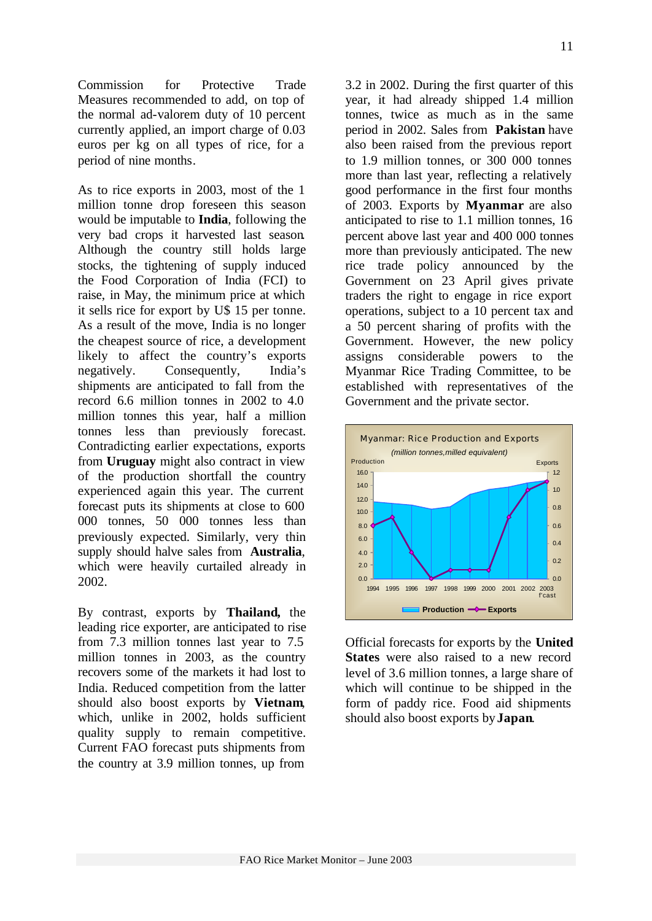Commission for Protective Trade Measures recommended to add, on top of the normal ad-valorem duty of 10 percent currently applied, an import charge of 0.03 euros per kg on all types of rice, for a period of nine months.

As to rice exports in 2003, most of the 1 million tonne drop foreseen this season would be imputable to **India**, following the very bad crops it harvested last season. Although the country still holds large stocks, the tightening of supply induced the Food Corporation of India (FCI) to raise, in May, the minimum price at which it sells rice for export by U$ 15 per tonne. As a result of the move, India is no longer the cheapest source of rice, a development likely to affect the country's exports negatively. Consequently, India's shipments are anticipated to fall from the record 6.6 million tonnes in 2002 to 4.0 million tonnes this year, half a million tonnes less than previously forecast. Contradicting earlier expectations, exports from **Uruguay** might also contract in view of the production shortfall the country experienced again this year. The current forecast puts its shipments at close to 600 000 tonnes, 50 000 tonnes less than previously expected. Similarly, very thin supply should halve sales from **Australia**, which were heavily curtailed already in 2002.

By contrast, exports by **Thailand,** the leading rice exporter, are anticipated to rise from 7.3 million tonnes last year to 7.5 million tonnes in 2003, as the country recovers some of the markets it had lost to India. Reduced competition from the latter should also boost exports by **Vietnam**, which, unlike in 2002, holds sufficient quality supply to remain competitive. Current FAO forecast puts shipments from the country at 3.9 million tonnes, up from 3.2 in 2002. During the first quarter of this year, it had already shipped 1.4 million tonnes, twice as much as in the same period in 2002. Sales from **Pakistan** have also been raised from the previous report to 1.9 million tonnes, or 300 000 tonnes more than last year, reflecting a relatively good performance in the first four months of 2003. Exports by **Myanmar** are also anticipated to rise to 1.1 million tonnes, 16 percent above last year and 400 000 tonnes more than previously anticipated. The new rice trade policy announced by the Government on 23 April gives private traders the right to engage in rice export operations, subject to a 10 percent tax and a 50 percent sharing of profits with the Government. However, the new policy assigns considerable powers to the Myanmar Rice Trading Committee, to be established with representatives of the Government and the private sector.

Myanmar: Rice Production and Exports
*(million tonnes, milled equivalent)*

Official forecasts for exports by the **United States** were also raised to a new record level of 3.6 million tonnes, a large share of which will continue to be shipped in the form of paddy rice. Food aid shipments should also boost exports by **Japan**.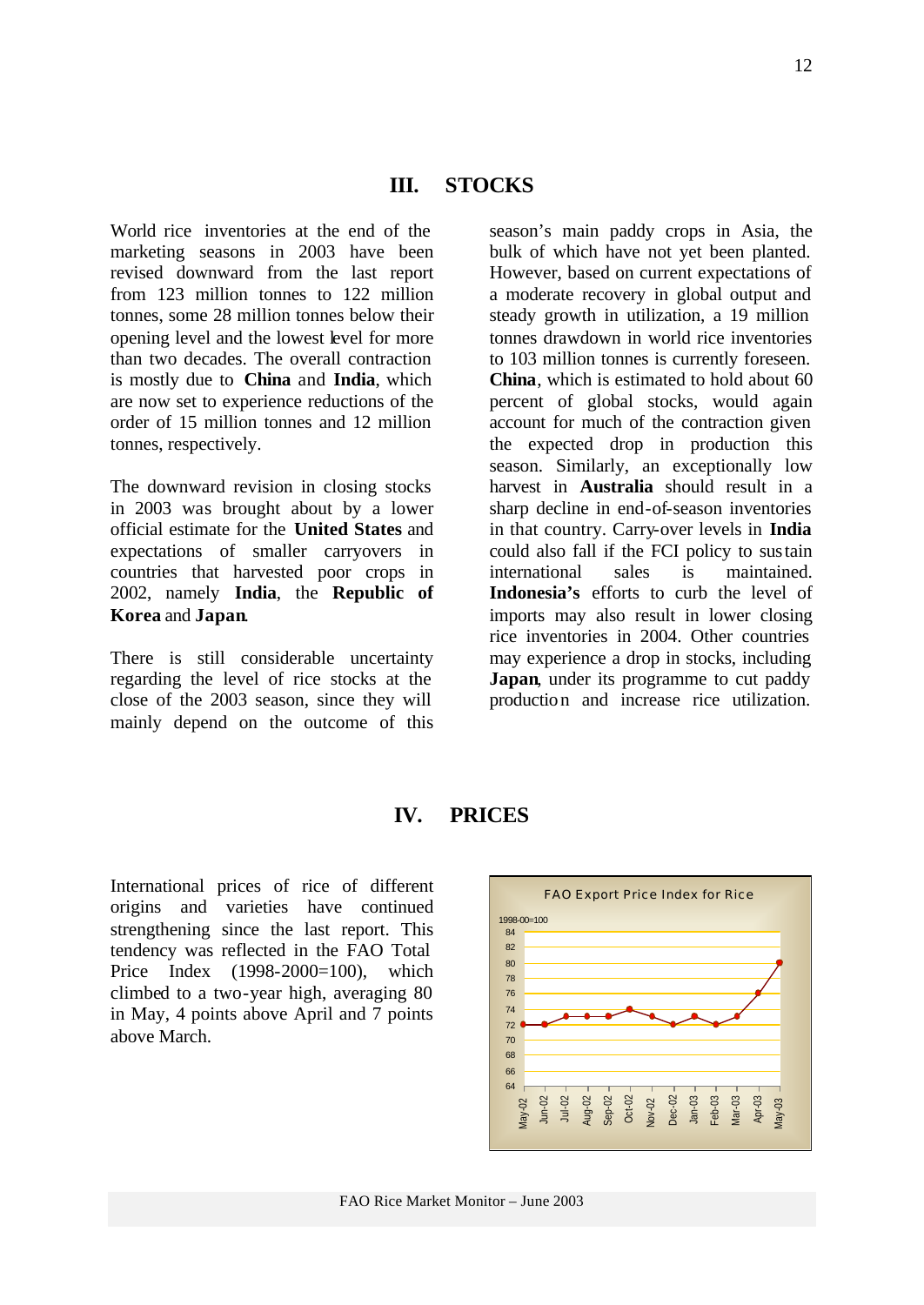## III. STOCKS

World rice inventories at the end of the marketing seasons in 2003 have been revised downward from the last report from 123 million tonnes to 122 million tonnes, some 28 million tonnes below their opening level and the lowest level for more than two decades. The overall contraction is mostly due to **China** and **India**, which are now set to experience reductions of the order of 15 million tonnes and 12 million tonnes, respectively.

The downward revision in closing stocks in 2003 was brought about by a lower official estimate for the **United States** and expectations of smaller carryovers in countries that harvested poor crops in 2002, namely **India**, the **Republic of Korea** and **Japan**.

There is still considerable uncertainty regarding the level of rice stocks at the close of the 2003 season, since they will mainly depend on the outcome of this season's main paddy crops in Asia, the bulk of which have not yet been planted. However, based on current expectations of a moderate recovery in global output and steady growth in utilization, a 19 million tonnes drawdown in world rice inventories to 103 million tonnes is currently foreseen. **China**, which is estimated to hold about 60 percent of global stocks, would again account for much of the contraction given the expected drop in production this season. Similarly, an exceptionally low harvest in **Australia** should result in a sharp decline in end-of-season inventories in that country. Carry-over levels in **India** could also fall if the FCI policy to sustain international sales is maintained. **Indonesia's** efforts to curb the level of imports may also result in lower closing rice inventories in 2004. Other countries may experience a drop in stocks, including **Japan**, under its programme to cut paddy production and increase rice utilization.

## IV. PRICES

International prices of rice of different origins and varieties have continued strengthening since the last report. This tendency was reflected in the FAO Total Price Index (1998-2000=100), which climbed to a two-year high, averaging 80 in May, 4 points above April and 7 points above March.

**FAO Export Price Index for Rice**

1998-00=100

| Month | Index |
|---|---|
| May-02 | 72 |
| Jun-02 | 72 |
| Jul-02 | 73 |
| Aug-02 | 73 |
| Sep-02 | 73 |
| Oct-02 | 74 |
| Nov-02 | 73 |
| Dec-02 | 72 |
| Jan-03 | 73 |
| Feb-03 | 72 |
| Mar-03 | 73 |
| Apr-03 | 76 |
| May-03 | 80 |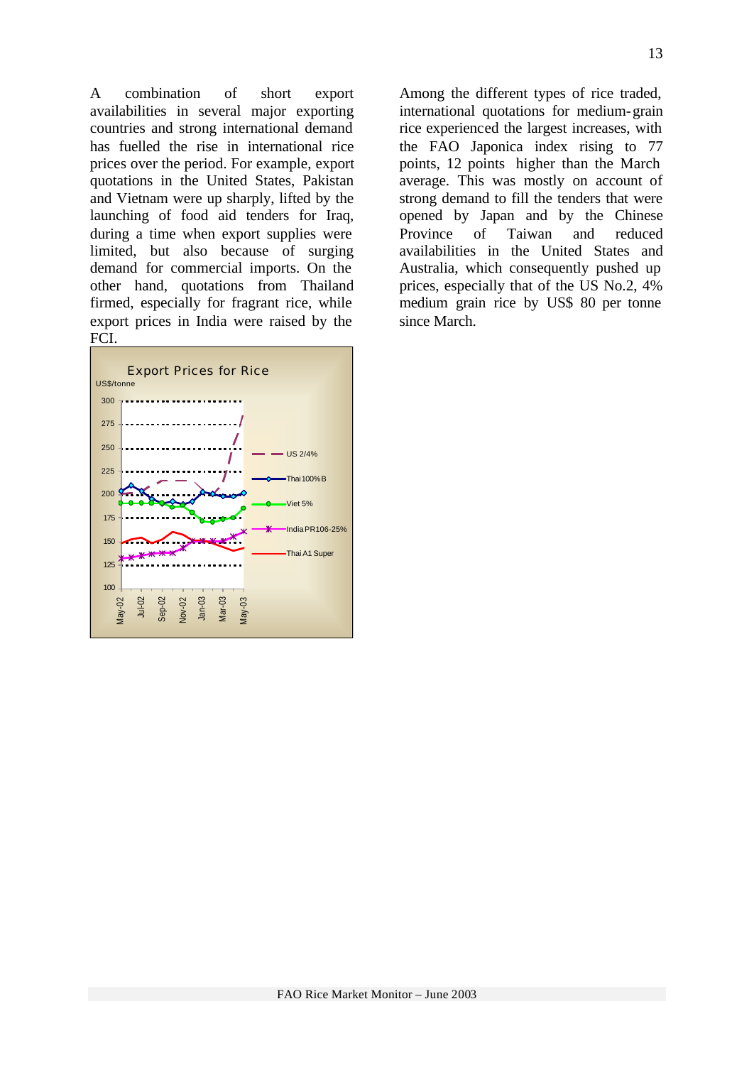A combination of short export availabilities in several major exporting countries and strong international demand has fuelled the rise in international rice prices over the period. For example, export quotations in the United States, Pakistan and Vietnam were up sharply, lifted by the launching of food aid tenders for Iraq, during a time when export supplies were limited, but also because of surging demand for commercial imports. On the other hand, quotations from Thailand firmed, especially for fragrant rice, while export prices in India were raised by the FCI.

Export Prices for Rice

US$/tonne

Among the different types of rice traded, international quotations for medium-grain rice experienced the largest increases, with the FAO Japonica index rising to 77 points, 12 points higher than the March average. This was mostly on account of strong demand to fill the tenders that were opened by Japan and by the Chinese Province of Taiwan and reduced availabilities in the United States and Australia, which consequently pushed up prices, especially that of the US No.2, 4% medium grain rice by US$ 80 per tonne since March.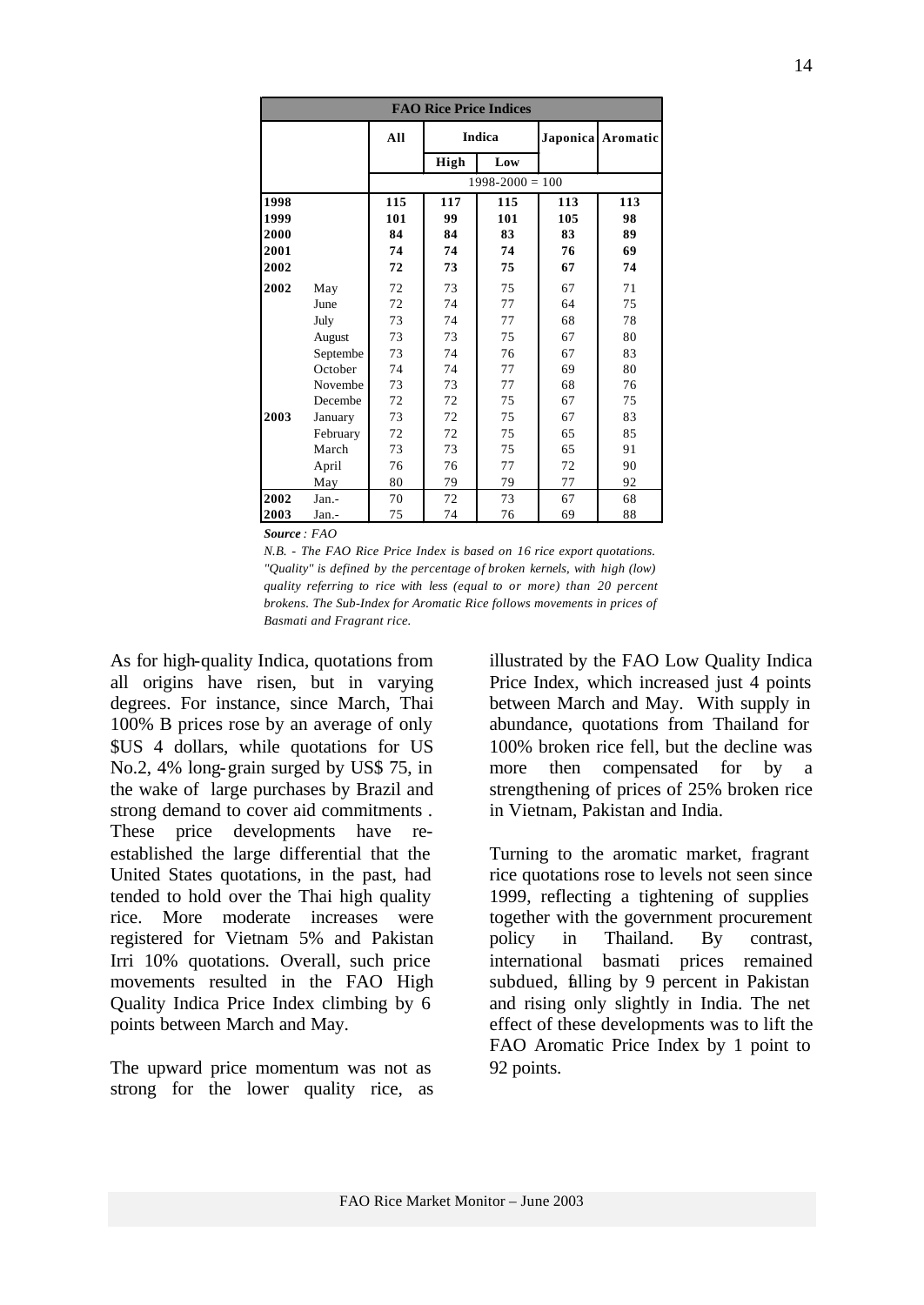| FAO Rice Price Indices | | | | | | |
|---|---|---|---|---|---|---|
| | | All | Indica | | Japonica | Aromatic |
| | | | High | Low | | |
| | | 1998-2000 = 100 | | | | |
| **1998** | | **115** | **117** | **115** | **113** | **113** |
| **1999** | | **101** | **99** | **101** | **105** | **98** |
| **2000** | | **84** | **84** | **83** | **83** | **89** |
| **2001** | | **74** | **74** | **74** | **76** | **69** |
| **2002** | | **72** | **73** | **75** | **67** | **74** |
| **2002** | May | 72 | 73 | 75 | 67 | 71 |
| | June | 72 | 74 | 77 | 64 | 75 |
| | July | 73 | 74 | 77 | 68 | 78 |
| | August | 73 | 73 | 75 | 67 | 80 |
| | Septembe | 73 | 74 | 76 | 67 | 83 |
| | October | 74 | 74 | 77 | 69 | 80 |
| | Novembe | 73 | 73 | 77 | 68 | 76 |
| | Decembe | 72 | 72 | 75 | 67 | 75 |
| **2003** | January | 73 | 72 | 75 | 67 | 83 |
| | February | 72 | 72 | 75 | 65 | 85 |
| | March | 73 | 73 | 75 | 65 | 91 |
| | April | 76 | 76 | 77 | 72 | 90 |
| | May | 80 | 79 | 79 | 77 | 92 |
| **2002** | Jan.- | 70 | 72 | 73 | 67 | 68 |
| **2003** | Jan.- | 75 | 74 | 76 | 69 | 88 |

***Source** : FAO*

*N.B. - The FAO Rice Price Index is based on 16 rice export quotations. "Quality" is defined by the percentage of broken kernels, with high (low) quality referring to rice with less (equal to or more) than 20 percent brokens. The Sub-Index for Aromatic Rice follows movements in prices of Basmati and Fragrant rice.*

As for high-quality Indica, quotations from all origins have risen, but in varying degrees. For instance, since March, Thai 100% B prices rose by an average of only $US 4 dollars, while quotations for US No.2, 4% long-grain surged by US$ 75, in the wake of large purchases by Brazil and strong demand to cover aid commitments . These price developments have re-established the large differential that the United States quotations, in the past, had tended to hold over the Thai high quality rice. More moderate increases were registered for Vietnam 5% and Pakistan Irri 10% quotations. Overall, such price movements resulted in the FAO High Quality Indica Price Index climbing by 6 points between March and May.

The upward price momentum was not as strong for the lower quality rice, as illustrated by the FAO Low Quality Indica Price Index, which increased just 4 points between March and May. With supply in abundance, quotations from Thailand for 100% broken rice fell, but the decline was more then compensated for by a strengthening of prices of 25% broken rice in Vietnam, Pakistan and India.

Turning to the aromatic market, fragrant rice quotations rose to levels not seen since 1999, reflecting a tightening of supplies together with the government procurement policy in Thailand. By contrast, international basmati prices remained subdued, falling by 9 percent in Pakistan and rising only slightly in India. The net effect of these developments was to lift the FAO Aromatic Price Index by 1 point to 92 points.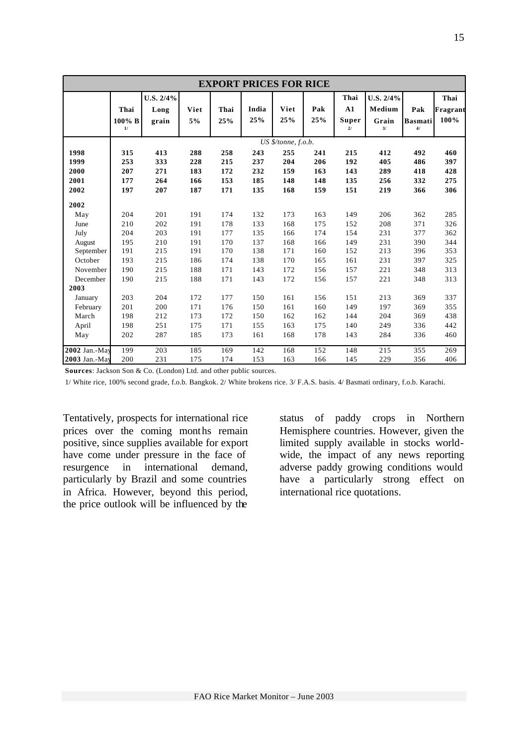| EXPORT PRICES FOR RICE | | | | | | | | | | | |
|---|---|---|---|---|---|---|---|---|---|---|---|
| | Thai 100% B 1/ | U.S. 2/4% Long grain | Viet 5% | Thai 25% | India 25% | Viet 25% | Pak 25% | Thai A1 Super 2/ | U.S. 2/4% Medium Grain 3/ | Pak Basmati 4/ | Thai Fragrant 100% |
| | *US $/tonne, f.o.b.* | | | | | | | | | | |
| **1998** | **315** | **413** | **288** | **258** | **243** | **255** | **241** | **215** | **412** | **492** | **460** |
| **1999** | **253** | **333** | **228** | **215** | **237** | **204** | **206** | **192** | **405** | **486** | **397** |
| **2000** | **207** | **271** | **183** | **172** | **232** | **159** | **163** | **143** | **289** | **418** | **428** |
| **2001** | **177** | **264** | **166** | **153** | **185** | **148** | **148** | **135** | **256** | **332** | **275** |
| **2002** | **197** | **207** | **187** | **171** | **135** | **168** | **159** | **151** | **219** | **366** | **306** |
| **2002** | | | | | | | | | | | |
| May | 204 | 201 | 191 | 174 | 132 | 173 | 163 | 149 | 206 | 362 | 285 |
| June | 210 | 202 | 191 | 178 | 133 | 168 | 175 | 152 | 208 | 371 | 326 |
| July | 204 | 203 | 191 | 177 | 135 | 166 | 174 | 154 | 231 | 377 | 362 |
| August | 195 | 210 | 191 | 170 | 137 | 168 | 166 | 149 | 231 | 390 | 344 |
| September | 191 | 215 | 191 | 170 | 138 | 171 | 160 | 152 | 213 | 396 | 353 |
| October | 193 | 215 | 186 | 174 | 138 | 170 | 165 | 161 | 231 | 397 | 325 |
| November | 190 | 215 | 188 | 171 | 143 | 172 | 156 | 157 | 221 | 348 | 313 |
| December | 190 | 215 | 188 | 171 | 143 | 172 | 156 | 157 | 221 | 348 | 313 |
| **2003** | | | | | | | | | | | |
| January | 203 | 204 | 172 | 177 | 150 | 161 | 156 | 151 | 213 | 369 | 337 |
| February | 201 | 200 | 171 | 176 | 150 | 161 | 160 | 149 | 197 | 369 | 355 |
| March | 198 | 212 | 173 | 172 | 150 | 162 | 162 | 144 | 204 | 369 | 438 |
| April | 198 | 251 | 175 | 171 | 155 | 163 | 175 | 140 | 249 | 336 | 442 |
| May | 202 | 287 | 185 | 173 | 161 | 168 | 178 | 143 | 284 | 336 | 460 |
| **2002** Jan.-May | 199 | 203 | 185 | 169 | 142 | 168 | 152 | 148 | 215 | 355 | 269 |
| **2003** Jan.-May | 200 | 231 | 175 | 174 | 153 | 163 | 166 | 145 | 229 | 356 | 406 |

**Sources**: Jackson Son & Co. (London) Ltd. and other public sources.

1/ White rice, 100% second grade, f.o.b. Bangkok. 2/ White brokens rice. 3/ F.A.S. basis. 4/ Basmati ordinary, f.o.b. Karachi.

Tentatively, prospects for international rice prices over the coming months remain positive, since supplies available for export have come under pressure in the face of resurgence in international demand, particularly by Brazil and some countries in Africa. However, beyond this period, the price outlook will be influenced by the status of paddy crops in Northern Hemisphere countries. However, given the limited supply available in stocks world-wide, the impact of any news reporting adverse paddy growing conditions would have a particularly strong effect on international rice quotations.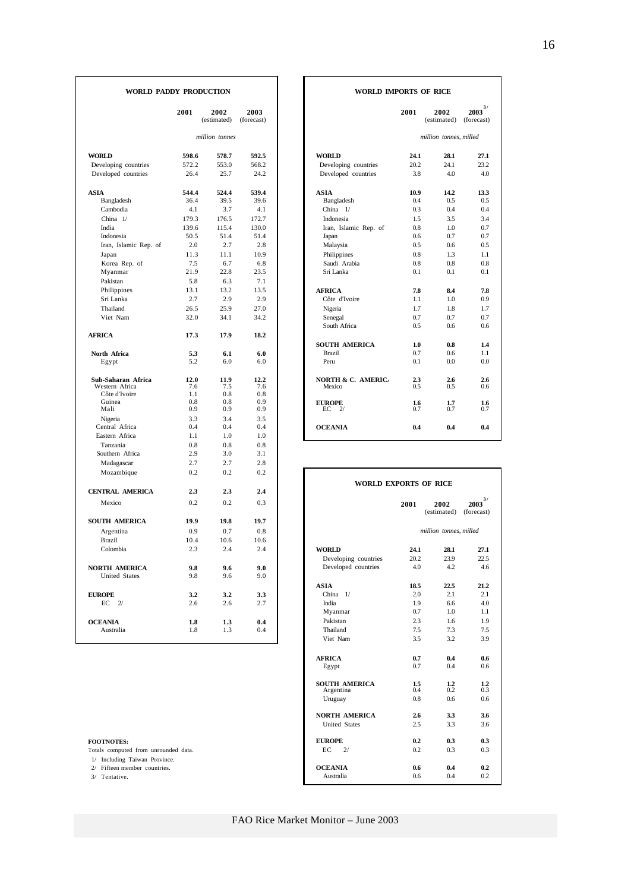## WORLD PADDY PRODUCTION

| | 2001 | 2002 (estimated) | 2003 (forecast) |
|---|---|---|---|
| | | *million tonnes* | |
| **WORLD** | **598.6** | **578.7** | **592.5** |
| Developing countries | 572.2 | 553.0 | 568.2 |
| Developed countries | 26.4 | 25.7 | 24.2 |
| **ASIA** | **544.4** | **524.4** | **539.4** |
| Bangladesh | 36.4 | 39.5 | 39.6 |
| Cambodia | 4.1 | 3.7 | 4.1 |
| China 1/ | 179.3 | 176.5 | 172.7 |
| India | 139.6 | 115.4 | 130.0 |
| Indonesia | 50.5 | 51.4 | 51.4 |
| Iran, Islamic Rep. of | 2.0 | 2.7 | 2.8 |
| Japan | 11.3 | 11.1 | 10.9 |
| Korea Rep. of | 7.5 | 6.7 | 6.8 |
| Myanmar | 21.9 | 22.8 | 23.5 |
| Pakistan | 5.8 | 6.3 | 7.1 |
| Philippines | 13.1 | 13.2 | 13.5 |
| Sri Lanka | 2.7 | 2.9 | 2.9 |
| Thailand | 26.5 | 25.9 | 27.0 |
| Viet Nam | 32.0 | 34.1 | 34.2 |
| **AFRICA** | **17.3** | **17.9** | **18.2** |
| **North Africa** | **5.3** | **6.1** | **6.0** |
| Egypt | 5.2 | 6.0 | 6.0 |
| **Sub-Saharan Africa** | **12.0** | **11.9** | **12.2** |
| Western Africa | 7.6 | 7.5 | 7.6 |
| Côte d'Ivoire | 1.1 | 0.8 | 0.8 |
| Guinea | 0.8 | 0.8 | 0.9 |
| Mali | 0.9 | 0.9 | 0.9 |
| Nigeria | 3.3 | 3.4 | 3.5 |
| Central Africa | 0.4 | 0.4 | 0.4 |
| Eastern Africa | 1.1 | 1.0 | 1.0 |
| Tanzania | 0.8 | 0.8 | 0.8 |
| Southern Africa | 2.9 | 3.0 | 3.1 |
| Madagascar | 2.7 | 2.7 | 2.8 |
| Mozambique | 0.2 | 0.2 | 0.2 |
| **CENTRAL AMERICA** | **2.3** | **2.3** | **2.4** |
| Mexico | 0.2 | 0.2 | 0.3 |
| **SOUTH AMERICA** | **19.9** | **19.8** | **19.7** |
| Argentina | 0.9 | 0.7 | 0.8 |
| Brazil | 10.4 | 10.6 | 10.6 |
| Colombia | 2.3 | 2.4 | 2.4 |
| **NORTH AMERICA** | **9.8** | **9.6** | **9.0** |
| United States | 9.8 | 9.6 | 9.0 |
| **EUROPE** | **3.2** | **3.2** | **3.3** |
| EC 2/ | 2.6 | 2.6 | 2.7 |
| **OCEANIA** | **1.8** | **1.3** | **0.4** |
| Australia | 1.8 | 1.3 | 0.4 |

## WORLD IMPORTS OF RICE

| | 2001 | 2002 (estimated) | 2003 3/ (forecast) |
|---|---|---|---|
| | | *million tonnes, milled* | |
| **WORLD** | **24.1** | **28.1** | **27.1** |
| Developing countries | 20.2 | 24.1 | 23.2 |
| Developed countries | 3.8 | 4.0 | 4.0 |
| **ASIA** | **10.9** | **14.2** | **13.3** |
| Bangladesh | 0.4 | 0.5 | 0.5 |
| China 1/ | 0.3 | 0.4 | 0.4 |
| Indonesia | 1.5 | 3.5 | 3.4 |
| Iran, Islamic Rep. of | 0.8 | 1.0 | 0.7 |
| Japan | 0.6 | 0.7 | 0.7 |
| Malaysia | 0.5 | 0.6 | 0.5 |
| Philippines | 0.8 | 1.3 | 1.1 |
| Saudi Arabia | 0.8 | 0.8 | 0.8 |
| Sri Lanka | 0.1 | 0.1 | 0.1 |
| **AFRICA** | **7.8** | **8.4** | **7.8** |
| Côte d'Ivoire | 1.1 | 1.0 | 0.9 |
| Nigeria | 1.7 | 1.8 | 1.7 |
| Senegal | 0.7 | 0.7 | 0.7 |
| South Africa | 0.5 | 0.6 | 0.6 |
| **SOUTH AMERICA** | **1.0** | **0.8** | **1.4** |
| Brazil | 0.7 | 0.6 | 1.1 |
| Peru | 0.1 | 0.0 | 0.0 |
| **NORTH & C. AMERICA** | **2.3** | **2.6** | **2.6** |
| Mexico | 0.5 | 0.5 | 0.6 |
| **EUROPE** | **1.6** | **1.7** | **1.6** |
| EC 2/ | 0.7 | 0.7 | 0.7 |
| **OCEANIA** | **0.4** | **0.4** | **0.4** |

## WORLD EXPORTS OF RICE

| | 2001 | 2002 (estimated) | 2003 3/ (forecast) |
|---|---|---|---|
| | | *million tonnes, milled* | |
| **WORLD** | **24.1** | **28.1** | **27.1** |
| Developing countries | 20.2 | 23.9 | 22.5 |
| Developed countries | 4.0 | 4.2 | 4.6 |
| **ASIA** | **18.5** | **22.5** | **21.2** |
| China 1/ | 2.0 | 2.1 | 2.1 |
| India | 1.9 | 6.6 | 4.0 |
| Myanmar | 0.7 | 1.0 | 1.1 |
| Pakistan | 2.3 | 1.6 | 1.9 |
| Thailand | 7.5 | 7.3 | 7.5 |
| Viet Nam | 3.5 | 3.2 | 3.9 |
| **AFRICA** | **0.7** | **0.4** | **0.6** |
| Egypt | 0.7 | 0.4 | 0.6 |
| **SOUTH AMERICA** | **1.5** | **1.2** | **1.2** |
| Argentina | 0.4 | 0.2 | 0.3 |
| Uruguay | 0.8 | 0.6 | 0.6 |
| **NORTH AMERICA** | **2.6** | **3.3** | **3.6** |
| United States | 2.5 | 3.3 | 3.6 |
| **EUROPE** | **0.2** | **0.3** | **0.3** |
| EC 2/ | 0.2 | 0.3 | 0.3 |
| **OCEANIA** | **0.6** | **0.4** | **0.2** |
| Australia | 0.6 | 0.4 | 0.2 |

**FOOTNOTES:**

Totals computed from unrounded data.

1/ Including Taiwan Province.

2/ Fifteen member countries.

3/ Tentative.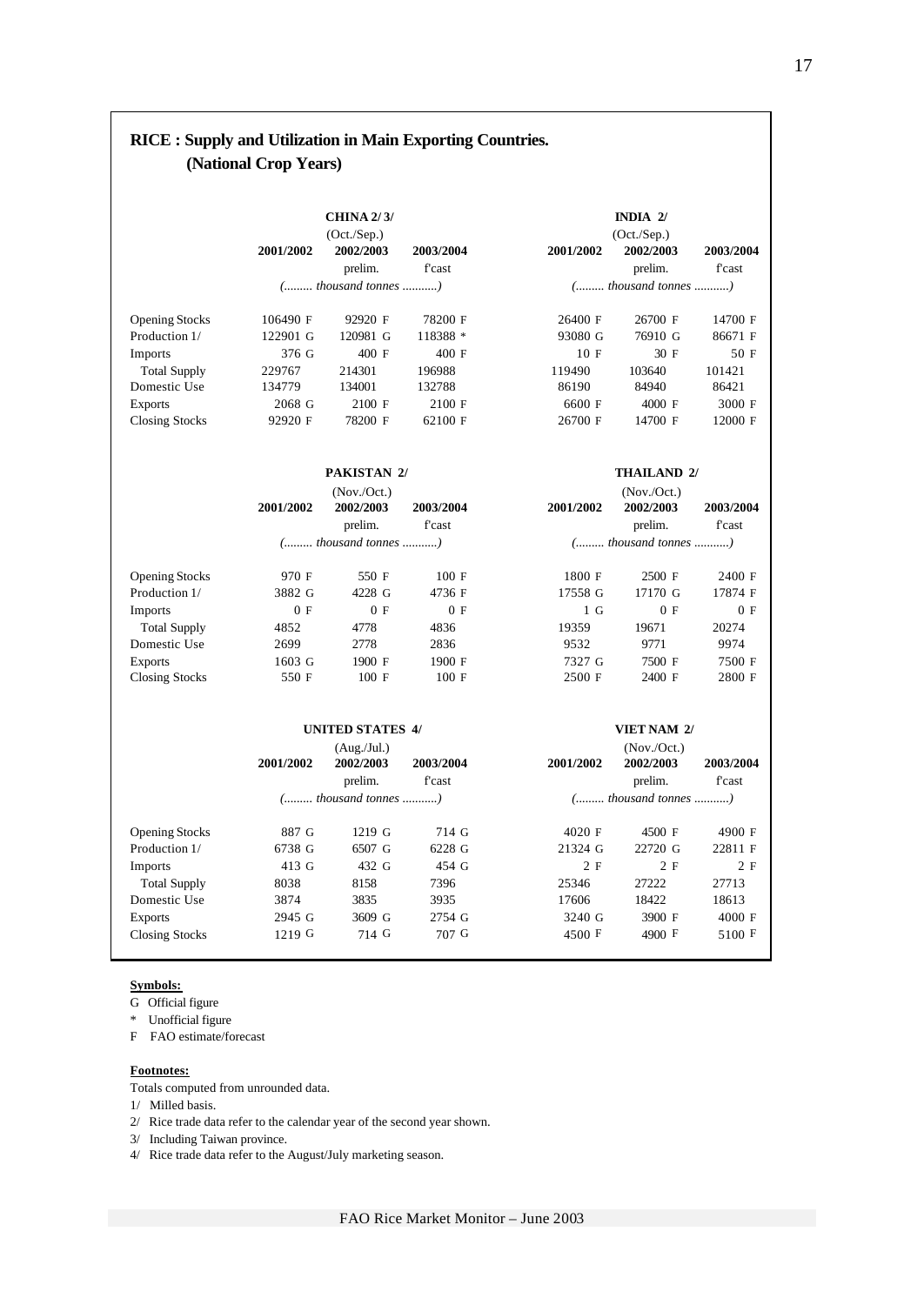## RICE : Supply and Utilization in Main Exporting Countries. (National Crop Years)

| | CHINA 2/ 3/ (Oct./Sep.) | | | INDIA 2/ (Oct./Sep.) | | |
|---|---|---|---|---|---|---|
| | 2001/2002 | 2002/2003 prelim. | 2003/2004 f'cast | 2001/2002 | 2002/2003 prelim. | 2003/2004 f'cast |
| | (......... thousand tonnes ...........) | | | (......... thousand tonnes ...........) | | |
| Opening Stocks | 106490 F | 92920 F | 78200 F | 26400 F | 26700 F | 14700 F |
| Production 1/ | 122901 G | 120981 G | 118388 * | 93080 G | 76910 G | 86671 F |
| Imports | 376 G | 400 F | 400 F | 10 F | 30 F | 50 F |
| Total Supply | 229767 | 214301 | 196988 | 119490 | 103640 | 101421 |
| Domestic Use | 134779 | 134001 | 132788 | 86190 | 84940 | 86421 |
| Exports | 2068 G | 2100 F | 2100 F | 6600 F | 4000 F | 3000 F |
| Closing Stocks | 92920 F | 78200 F | 62100 F | 26700 F | 14700 F | 12000 F |

| | PAKISTAN 2/ (Nov./Oct.) | | | THAILAND 2/ (Nov./Oct.) | | |
|---|---|---|---|---|---|---|
| | 2001/2002 | 2002/2003 prelim. | 2003/2004 f'cast | 2001/2002 | 2002/2003 prelim. | 2003/2004 f'cast |
| | (......... thousand tonnes ...........) | | | (......... thousand tonnes ...........) | | |
| Opening Stocks | 970 F | 550 F | 100 F | 1800 F | 2500 F | 2400 F |
| Production 1/ | 3882 G | 4228 G | 4736 F | 17558 G | 17170 G | 17874 F |
| Imports | 0 F | 0 F | 0 F | 1 G | 0 F | 0 F |
| Total Supply | 4852 | 4778 | 4836 | 19359 | 19671 | 20274 |
| Domestic Use | 2699 | 2778 | 2836 | 9532 | 9771 | 9974 |
| Exports | 1603 G | 1900 F | 1900 F | 7327 G | 7500 F | 7500 F |
| Closing Stocks | 550 F | 100 F | 100 F | 2500 F | 2400 F | 2800 F |

| | UNITED STATES 4/ (Aug./Jul.) | | | VIET NAM 2/ (Nov./Oct.) | | |
|---|---|---|---|---|---|---|
| | 2001/2002 | 2002/2003 prelim. | 2003/2004 f'cast | 2001/2002 | 2002/2003 prelim. | 2003/2004 f'cast |
| | (......... thousand tonnes ...........) | | | (......... thousand tonnes ...........) | | |
| Opening Stocks | 887 G | 1219 G | 714 G | 4020 F | 4500 F | 4900 F |
| Production 1/ | 6738 G | 6507 G | 6228 G | 21324 G | 22720 G | 22811 F |
| Imports | 413 G | 432 G | 454 G | 2 F | 2 F | 2 F |
| Total Supply | 8038 | 8158 | 7396 | 25346 | 27222 | 27713 |
| Domestic Use | 3874 | 3835 | 3935 | 17606 | 18422 | 18613 |
| Exports | 2945 G | 3609 G | 2754 G | 3240 G | 3900 F | 4000 F |
| Closing Stocks | 1219 G | 714 G | 707 G | 4500 F | 4900 F | 5100 F |

**Symbols:**

G Official figure

* Unofficial figure

F FAO estimate/forecast

**Footnotes:**

Totals computed from unrounded data.

1/ Milled basis.

2/ Rice trade data refer to the calendar year of the second year shown.

3/ Including Taiwan province.

4/ Rice trade data refer to the August/July marketing season.